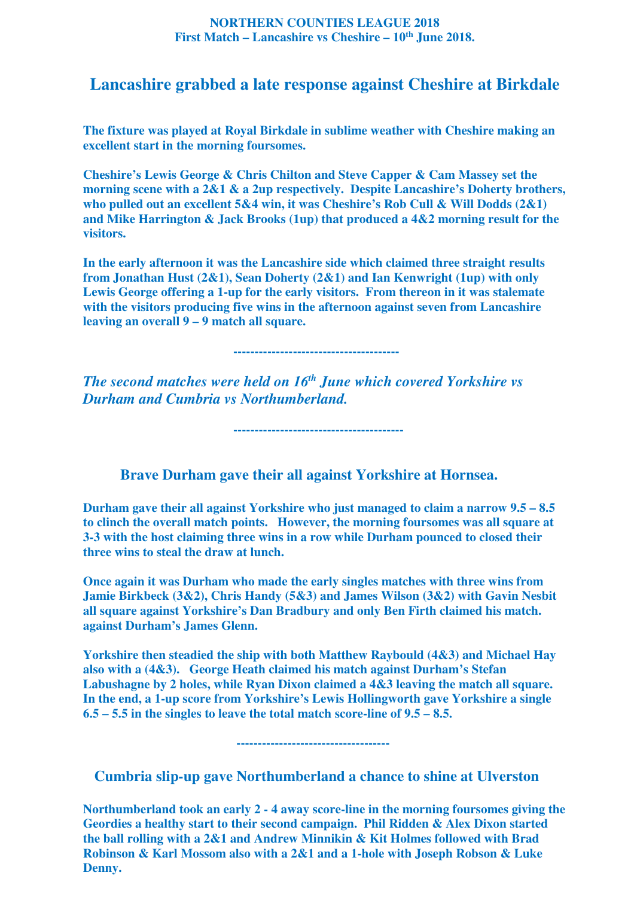**NORTHERN COUNTIES LEAGUE 2018**
**First Match – Lancashire vs Cheshire – 10th June 2018.**

## Lancashire grabbed a late response against Cheshire at Birkdale

**The fixture was played at Royal Birkdale in sublime weather with Cheshire making an excellent start in the morning foursomes.**

**Cheshire's Lewis George & Chris Chilton and Steve Capper & Cam Massey set the morning scene with a 2&1 & a 2up respectively. Despite Lancashire's Doherty brothers, who pulled out an excellent 5&4 win, it was Cheshire's Rob Cull & Will Dodds (2&1) and Mike Harrington & Jack Brooks (1up) that produced a 4&2 morning result for the visitors.**

**In the early afternoon it was the Lancashire side which claimed three straight results from Jonathan Hust (2&1), Sean Doherty (2&1) and Ian Kenwright (1up) with only Lewis George offering a 1-up for the early visitors. From thereon in it was stalemate with the visitors producing five wins in the afternoon against seven from Lancashire leaving an overall 9 – 9 match all square.**

---

***The second matches were held on 16th June which covered Yorkshire vs Durham and Cumbria vs Northumberland.***

---

## Brave Durham gave their all against Yorkshire at Hornsea.

**Durham gave their all against Yorkshire who just managed to claim a narrow 9.5 – 8.5 to clinch the overall match points. However, the morning foursomes was all square at 3-3 with the host claiming three wins in a row while Durham pounced to closed their three wins to steal the draw at lunch.**

**Once again it was Durham who made the early singles matches with three wins from Jamie Birkbeck (3&2), Chris Handy (5&3) and James Wilson (3&2) with Gavin Nesbit all square against Yorkshire's Dan Bradbury and only Ben Firth claimed his match. against Durham's James Glenn.**

**Yorkshire then steadied the ship with both Matthew Raybould (4&3) and Michael Hay also with a (4&3). George Heath claimed his match against Durham's Stefan Labushagne by 2 holes, while Ryan Dixon claimed a 4&3 leaving the match all square. In the end, a 1-up score from Yorkshire's Lewis Hollingworth gave Yorkshire a single 6.5 – 5.5 in the singles to leave the total match score-line of 9.5 – 8.5.**

---

## Cumbria slip-up gave Northumberland a chance to shine at Ulverston

**Northumberland took an early 2 - 4 away score-line in the morning foursomes giving the Geordies a healthy start to their second campaign. Phil Ridden & Alex Dixon started the ball rolling with a 2&1 and Andrew Minnikin & Kit Holmes followed with Brad Robinson & Karl Mossom also with a 2&1 and a 1-hole with Joseph Robson & Luke Denny.**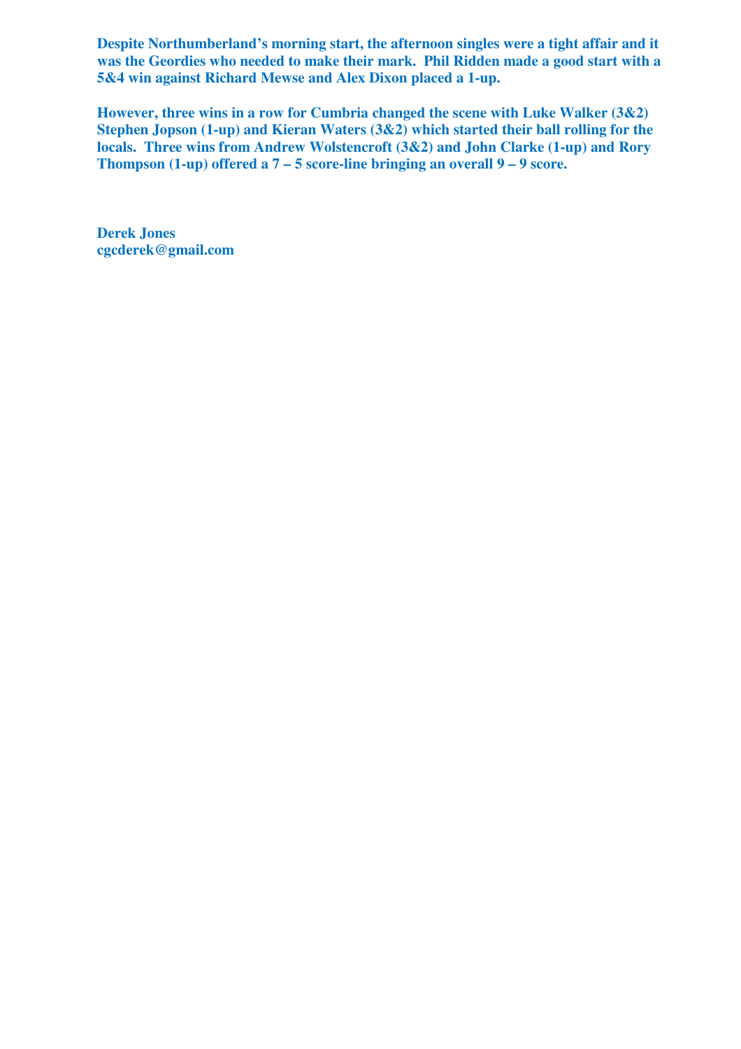**Despite Northumberland's morning start, the afternoon singles were a tight affair and it was the Geordies who needed to make their mark. Phil Ridden made a good start with a 5&4 win against Richard Mewse and Alex Dixon placed a 1-up.**

**However, three wins in a row for Cumbria changed the scene with Luke Walker (3&2) Stephen Jopson (1-up) and Kieran Waters (3&2) which started their ball rolling for the locals. Three wins from Andrew Wolstencroft (3&2) and John Clarke (1-up) and Rory Thompson (1-up) offered a 7 – 5 score-line bringing an overall 9 – 9 score.**

**Derek Jones**
**cgcderek@gmail.com**